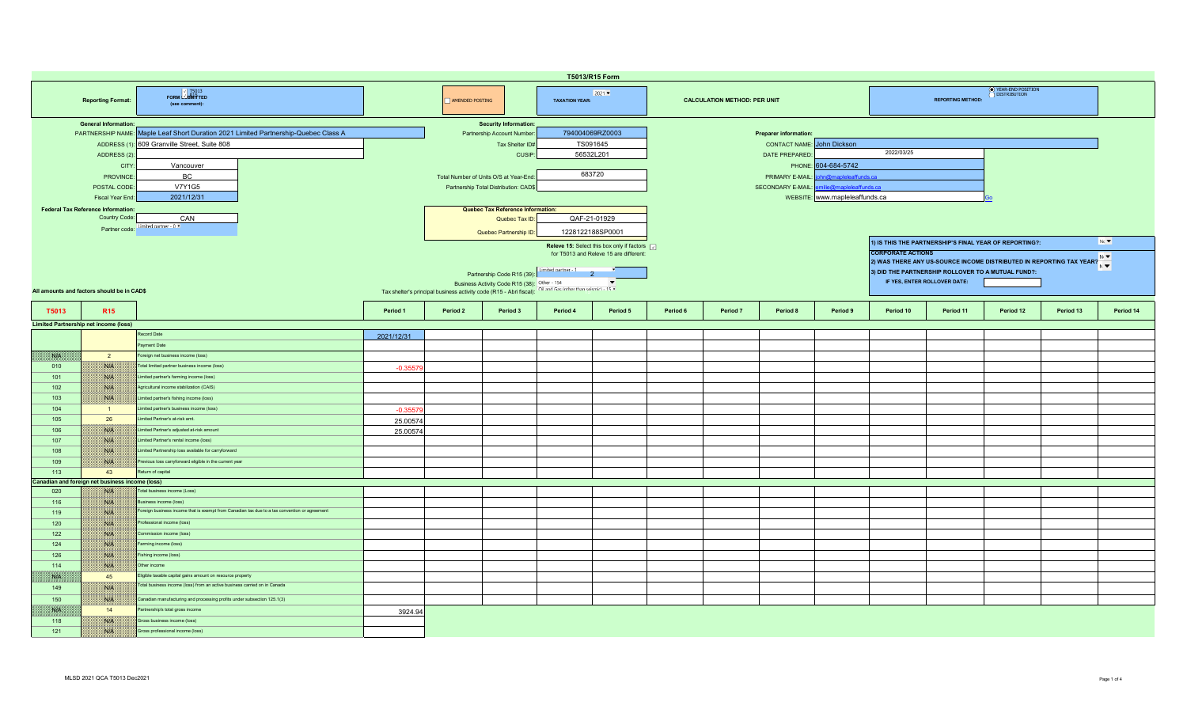# T5013/R15 Form

**Reporting Format:** FORM T5013 / R15 SUBMITTED (see comment):

AMENDED POSTING

**TAXATION YEAR:** 2021

**CALCULATION METHOD: PER UNIT**

**REPORTING METHOD:** YEAR-END POSITION / DISTRIBUTION

**General Information:**

| | |
|---|---|
| PARTNERSHIP NAME: | Maple Leaf Short Duration 2021 Limited Partnership-Quebec Class A |
| ADDRESS (1): | 609 Granville Street, Suite 808 |
| ADDRESS (2): | |
| CITY: | Vancouver |
| PROVINCE: | BC |
| POSTAL CODE: | V7Y1G5 |
| Fiscal Year End: | 2021/12/31 |

**Federal Tax Reference Information:**

| | |
|---|---|
| Country Code: | CAN |
| Partner code: | Limited partner - 0 |

**Security Information:**

| | |
|---|---|
| Partnership Account Number: | 794004069RZ0003 |
| Tax Shelter ID# | TS091645 |
| CUSIP: | 56532L201 |
| Total Number of Units O/S at Year-End: | 683720 |
| Partnership Total Distribution: CAD$ | |

**Quebec Tax Reference Information:**

| | |
|---|---|
| Quebec Tax ID: | QAF-21-01929 |
| Quebec Partnership ID: | 1228122188SP0001 |

**Releve 15:** Select this box only if factors for T5013 and Releve 15 are different:

| | |
|---|---|
| Partnership Code R15 (39): | Limited partner - 1 / 2 |
| Business Activity Code R15 (38): | Other - 154 |
| Tax shelter's principal business activity code (R15 - Abri fiscal): | Oil and Gas (other than seismic) - 15 |

**Preparer information:**

| | |
|---|---|
| CONTACT NAME: | John Dickson |
| DATE PREPARED: | 2022/03/25 |
| PHONE: | 604-684-5742 |
| PRIMARY E-MAIL: | john@mapleleaffunds.ca |
| SECONDARY E-MAIL: | emilie@mapleleaffunds.ca |
| WEBSITE: | www.mapleleaffunds.ca |

1) IS THIS THE PARTNERSHIP'S FINAL YEAR OF REPORTING?: No

**CORPORATE ACTIONS**

2) WAS THERE ANY US-SOURCE INCOME DISTRIBUTED IN REPORTING TAX YEAR?: No

3) DID THE PARTNERSHIP ROLLOVER TO A MUTUAL FUND?: N

IF YES, ENTER ROLLOVER DATE:

All amounts and factors should be in CAD$

| T5013 | R15 | | Period 1 | Period 2 | Period 3 | Period 4 | Period 5 | Period 6 | Period 7 | Period 8 | Period 9 | Period 10 | Period 11 | Period 12 | Period 13 | Period 14 |
|---|---|---|---|---|---|---|---|---|---|---|---|---|---|---|---|---|
| **Limited Partnership net income (loss)** | | | | | | | | | | | | | | | | |
| | | Record Date | 2021/12/31 | | | | | | | | | | | | | |
| | | Payment Date | | | | | | | | | | | | | | |
| N/A | 2 | Foreign net business income (loss) | | | | | | | | | | | | | | |
| 010 | N/A | Total limited partner business income (loss) | -0.35579 | | | | | | | | | | | | | |
| 101 | N/A | Limited partner's farming income (loss) | | | | | | | | | | | | | | |
| 102 | N/A | Agricultural income stabilization (CAIS) | | | | | | | | | | | | | | |
| 103 | N/A | Limited partner's fishing income (loss) | | | | | | | | | | | | | | |
| 104 | 1 | Limited partner's business income (loss) | -0.35579 | | | | | | | | | | | | | |
| 105 | 26 | Limited Partner's at-risk amt. | 25.00574 | | | | | | | | | | | | | |
| 106 | N/A | Limited Partner's adjusted at-risk amount | 25.00574 | | | | | | | | | | | | | |
| 107 | N/A | Limited partner's rental income (loss) | | | | | | | | | | | | | | |
| 108 | N/A | Limited Partnership loss available for carryforward | | | | | | | | | | | | | | |
| 109 | N/A | Previous loss carryforward eligible in the current year | | | | | | | | | | | | | | |
| 113 | 43 | Return of capital | | | | | | | | | | | | | | |
| **Canadian and foreign net business income (loss)** | | | | | | | | | | | | | | | | |
| 020 | N/A | Total business income (Loss) | | | | | | | | | | | | | | |
| 116 | N/A | Business income (loss) | | | | | | | | | | | | | | |
| 119 | N/A | Foreign business income that is exempt from Canadian tax due to a tax convention or agreement | | | | | | | | | | | | | | |
| 120 | N/A | Professional income (loss) | | | | | | | | | | | | | | |
| 122 | N/A | Commission income (loss) | | | | | | | | | | | | | | |
| 124 | N/A | Farming income (loss) | | | | | | | | | | | | | | |
| 126 | N/A | Fishing income (loss) | | | | | | | | | | | | | | |
| 114 | N/A | Other income | | | | | | | | | | | | | | |
| N/A | 45 | Eligible taxable capital gains amount on resource property | | | | | | | | | | | | | | |
| 149 | N/A | Total business income (loss) from an active business carried on in Canada | | | | | | | | | | | | | | |
| 150 | N/A | Canadian manufacturing and processing profits under subsection 125.1(3) | | | | | | | | | | | | | | |
| N/A | 14 | Partnership's total gross income | 3924.94 | | | | | | | | | | | | | |
| 118 | N/A | Gross business income (loss) | | | | | | | | | | | | | | |
| 121 | N/A | Gross professional income (loss) | | | | | | | | | | | | | | |

MLSD 2021 QCA T5013 Dec2021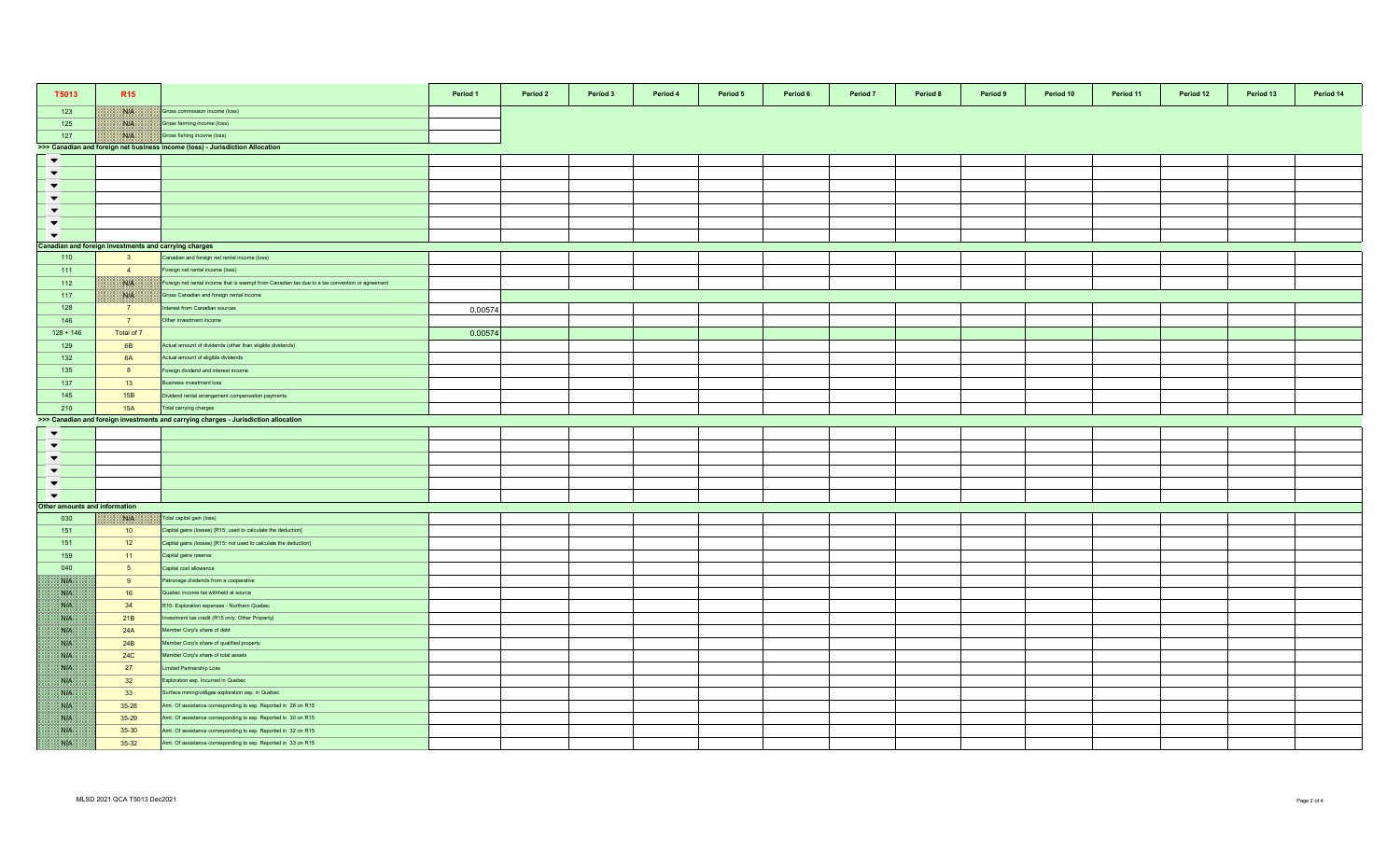| T5013 | R15 | | Period 1 | Period 2 | Period 3 | Period 4 | Period 5 | Period 6 | Period 7 | Period 8 | Period 9 | Period 10 | Period 11 | Period 12 | Period 13 | Period 14 |
|---|---|---|---|---|---|---|---|---|---|---|---|---|---|---|---|---|
| 123 | N/A | Gross commission income (loss) | | | | | | | | | | | | | | |
| 125 | N/A | Gross farming income (loss) | | | | | | | | | | | | | | |
| 127 | N/A | Gross fishing income (loss) | | | | | | | | | | | | | | |
| >>> Canadian and foreign net business income (loss) - Jurisdiction Allocation | | | | | | | | | | | | | | | | |
| | | | | | | | | | | | | | | | | |
| | | | | | | | | | | | | | | | | |
| | | | | | | | | | | | | | | | | |
| | | | | | | | | | | | | | | | | |
| | | | | | | | | | | | | | | | | |
| | | | | | | | | | | | | | | | | |
| | | | | | | | | | | | | | | | | |
| Canadian and foreign investments and carrying charges | | | | | | | | | | | | | | | | |
| 110 | 3 | Canadian and foreign net rental income (loss) | | | | | | | | | | | | | | |
| 111 | 4 | Foreign net rental income (loss) | | | | | | | | | | | | | | |
| 112 | N/A | Foreign net rental income that is exempt from Canadian tax due to a tax convention or agreement | | | | | | | | | | | | | | |
| 117 | N/A | Gross Canadian and foreign rental income | | | | | | | | | | | | | | |
| 128 | 7 | Interest from Canadian sources | 0.00574 | | | | | | | | | | | | | |
| 146 | 7 | Other investment income | | | | | | | | | | | | | | |
| 128 + 146 | Total of 7 | | 0.00574 | | | | | | | | | | | | | |
| 129 | 6B | Actual amount of dividends (other than eligible dividends) | | | | | | | | | | | | | | |
| 132 | 6A | Actual amount of eligible dividends | | | | | | | | | | | | | | |
| 135 | 8 | Foreign dividend and interest income | | | | | | | | | | | | | | |
| 137 | 13 | Business investment loss | | | | | | | | | | | | | | |
| 145 | 15B | Dividend rental arrangement compensation payments | | | | | | | | | | | | | | |
| 210 | 15A | Total carrying charges | | | | | | | | | | | | | | |
| >>> Canadian and foreign investments and carrying charges - Jurisdiction allocation | | | | | | | | | | | | | | | | |
| | | | | | | | | | | | | | | | | |
| | | | | | | | | | | | | | | | | |
| | | | | | | | | | | | | | | | | |
| | | | | | | | | | | | | | | | | |
| | | | | | | | | | | | | | | | | |
| | | | | | | | | | | | | | | | | |
| Other amounts and information | | | | | | | | | | | | | | | | |
| 030 | N/A | Total capital gain (loss) | | | | | | | | | | | | | | |
| 151 | 10 | Capital gains (losses) [R15: used to calculate the deduction] | | | | | | | | | | | | | | |
| 151 | 12 | Capital gains (losses) [R15: not used to calculate the deduction] | | | | | | | | | | | | | | |
| 159 | 11 | Capital gains reserve | | | | | | | | | | | | | | |
| 040 | 5 | Capital cost allowance | | | | | | | | | | | | | | |
| N/A | 9 | Patronage dividends from a cooperative | | | | | | | | | | | | | | |
| N/A | 16 | Quebec income tax withheld at source | | | | | | | | | | | | | | |
| N/A | 34 | R15: Exploration expenses - Northern Quebec | | | | | | | | | | | | | | |
| N/A | 21B | Investment tax credit (R15 only: Other Property) | | | | | | | | | | | | | | |
| N/A | 24A | Member Corp's share of debt | | | | | | | | | | | | | | |
| N/A | 24B | Member Corp's share of qualified property | | | | | | | | | | | | | | |
| N/A | 24C | Member Corp's share of total assets | | | | | | | | | | | | | | |
| N/A | 27 | Limited Partnership Loss | | | | | | | | | | | | | | |
| N/A | 32 | Exploration exp. Incurred in Quebec | | | | | | | | | | | | | | |
| N/A | 33 | Surface mining/oil&gas exploration exp. in Quebec | | | | | | | | | | | | | | |
| N/A | 35-28 | Amt. Of assistance corresponding to exp. Reported in 28 on R15 | | | | | | | | | | | | | | |
| N/A | 35-29 | Amt. Of assistance corresponding to exp. Reported in 30 on R15 | | | | | | | | | | | | | | |
| N/A | 35-30 | Amt. Of assistance corresponding to exp. Reported in 32 on R15 | | | | | | | | | | | | | | |
| N/A | 35-32 | Amt. Of assistance corresponding to exp. Reported in 33 on R15 | | | | | | | | | | | | | | |

MLSD 2021 QCA T5013 Dec2021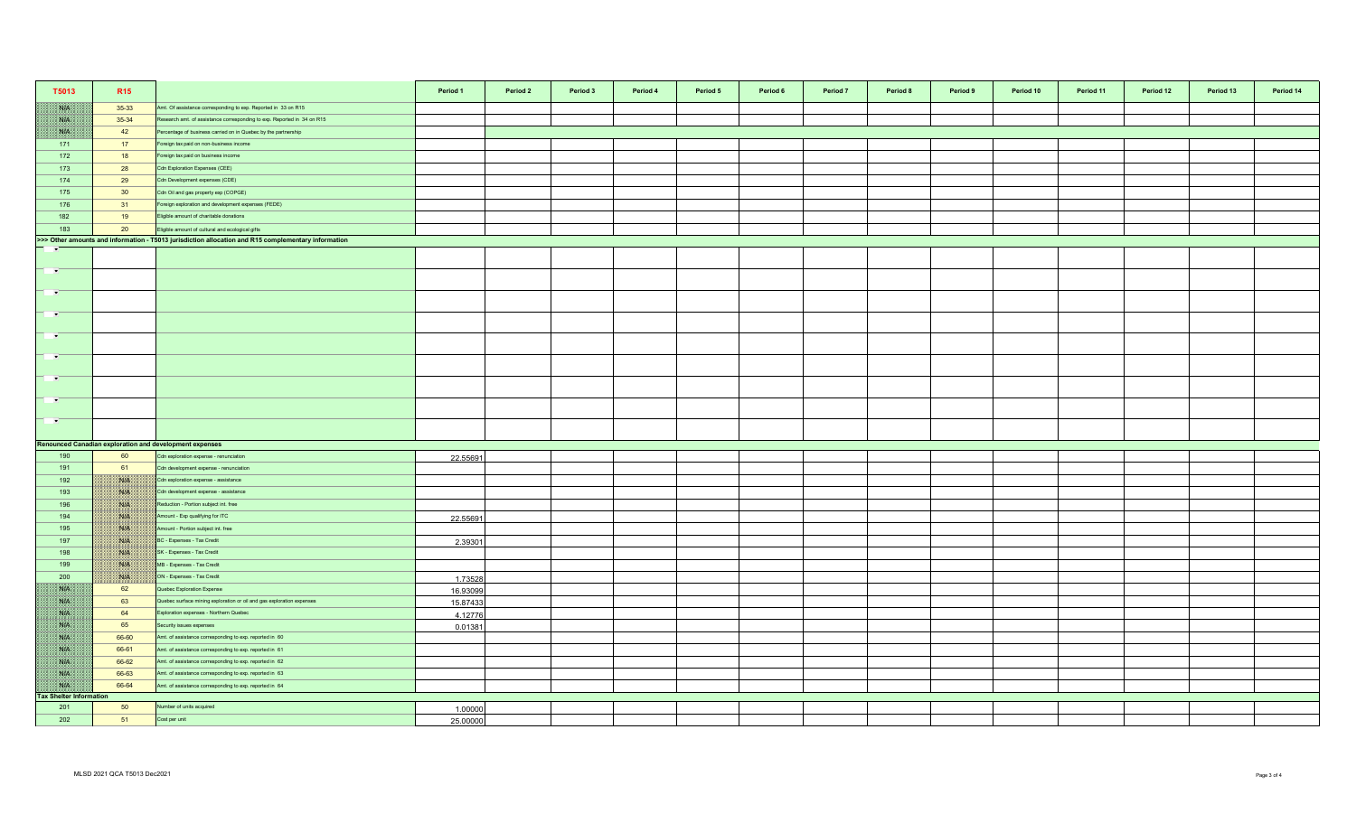| T5013 | R15 | | Period 1 | Period 2 | Period 3 | Period 4 | Period 5 | Period 6 | Period 7 | Period 8 | Period 9 | Period 10 | Period 11 | Period 12 | Period 13 | Period 14 |
|---|---|---|---|---|---|---|---|---|---|---|---|---|---|---|---|---|
| N/A | 35-33 | Amt. Of assistance corresponding to exp. Reported in 33 on R15 | | | | | | | | | | | | | | |
| N/A | 35-34 | Research amt. of assistance corresponding to exp. Reported in 34 on R15 | | | | | | | | | | | | | | |
| N/A | 42 | Percentage of business carried on in Quebec by the partnership | | | | | | | | | | | | | | |
| 171 | 17 | Foreign tax paid on non-business income | | | | | | | | | | | | | | |
| 172 | 18 | Foreign tax paid on business income | | | | | | | | | | | | | | |
| 173 | 28 | Cdn Exploration Expenses (CEE) | | | | | | | | | | | | | | |
| 174 | 29 | Cdn Development expenses (CDE) | | | | | | | | | | | | | | |
| 175 | 30 | Cdn Oil and gas property exp (COPGE) | | | | | | | | | | | | | | |
| 176 | 31 | Foreign exploration and development expenses (FEDE) | | | | | | | | | | | | | | |
| 182 | 19 | Eligible amount of charitable donations | | | | | | | | | | | | | | |
| 183 | 20 | Eligible amount of cultural and ecological gifts | | | | | | | | | | | | | | |
| **>>> Other amounts and information - T5013 jurisdiction allocation and R15 complementary information** | | | | | | | | | | | | | | | | |
| | | | | | | | | | | | | | | | | |
| | | | | | | | | | | | | | | | | |
| | | | | | | | | | | | | | | | | |
| | | | | | | | | | | | | | | | | |
| | | | | | | | | | | | | | | | | |
| | | | | | | | | | | | | | | | | |
| | | | | | | | | | | | | | | | | |
| | | | | | | | | | | | | | | | | |
| | | | | | | | | | | | | | | | | |
| **Renounced Canadian exploration and development expenses** | | | | | | | | | | | | | | | | |
| 190 | 60 | Cdn exploration expense - renunciation | 22.55691 | | | | | | | | | | | | | |
| 191 | 61 | Cdn development expense - renunciation | | | | | | | | | | | | | | |
| 192 | N/A | Cdn exploration expense - assistance | | | | | | | | | | | | | | |
| 193 | N/A | Cdn development expense - assistance | | | | | | | | | | | | | | |
| 196 | N/A | Reduction - Portion subject int. free | | | | | | | | | | | | | | |
| 194 | N/A | Amount - Exp qualifying for ITC | 22.55691 | | | | | | | | | | | | | |
| 195 | N/A | Amount - Portion subject int. free | | | | | | | | | | | | | | |
| 197 | N/A | BC - Expenses - Tax Credit | 2.39301 | | | | | | | | | | | | | |
| 198 | N/A | SK - Expenses - Tax Credit | | | | | | | | | | | | | | |
| 199 | N/A | MB - Expenses - Tax Credit | | | | | | | | | | | | | | |
| 200 | N/A | ON - Expenses - Tax Credit | 1.73528 | | | | | | | | | | | | | |
| N/A | 62 | Quebec Exploration Expense | 16.93099 | | | | | | | | | | | | | |
| N/A | 63 | Quebec surface mining exploration or oil and gas exploration expenses | 15.87433 | | | | | | | | | | | | | |
| N/A | 64 | Exploration expenses - Northern Quebec | 4.12776 | | | | | | | | | | | | | |
| N/A | 65 | Security issues expenses | 0.01381 | | | | | | | | | | | | | |
| N/A | 66-60 | Amt. of assistance corresponding to exp. reported in 60 | | | | | | | | | | | | | | |
| N/A | 66-61 | Amt. of assistance corresponding to exp. reported in 61 | | | | | | | | | | | | | | |
| N/A | 66-62 | Amt. of assistance corresponding to exp. reported in 62 | | | | | | | | | | | | | | |
| N/A | 66-63 | Amt. of assistance corresponding to exp. reported in 63 | | | | | | | | | | | | | | |
| N/A | 66-64 | Amt. of assistance corresponding to exp. reported in 64 | | | | | | | | | | | | | | |
| **Tax Shelter Information** | | | | | | | | | | | | | | | | |
| 201 | 50 | Number of units acquired | 1.00000 | | | | | | | | | | | | | |
| 202 | 51 | Cost per unit | 25.00000 | | | | | | | | | | | | | |

MLSD 2021 QCA T5013 Dec2021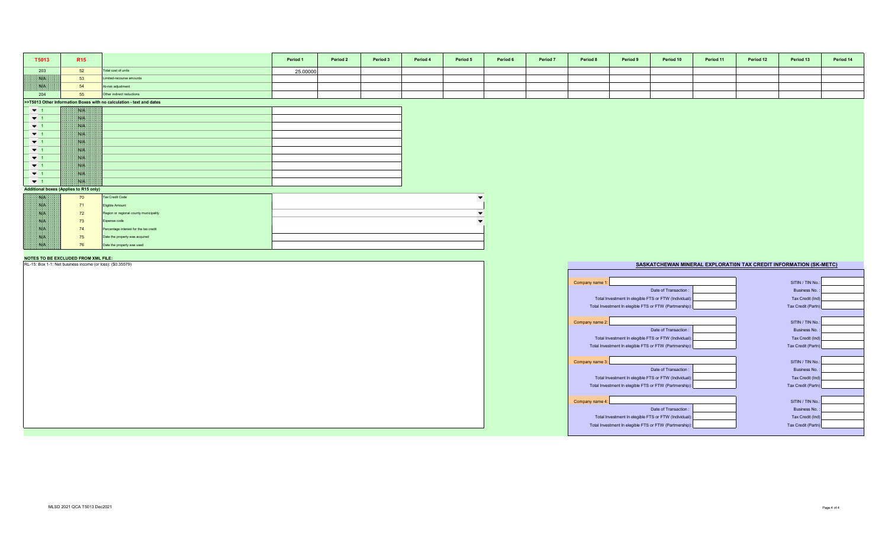| T5013 | R15 | | Period 1 | Period 2 | Period 3 | Period 4 | Period 5 | Period 6 | Period 7 | Period 8 | Period 9 | Period 10 | Period 11 | Period 12 | Period 13 | Period 14 |
|---|---|---|---|---|---|---|---|---|---|---|---|---|---|---|---|---|
| 203 | 52 | Total cost of units | 25.00000 | | | | | | | | | | | | | |
| N/A | 53 | Limited-recourse amounts | | | | | | | | | | | | | | |
| N/A | 54 | At-risk adjustment | | | | | | | | | | | | | | |
| 204 | 55 | Other indirect reductions | | | | | | | | | | | | | | |

**>>T5013 Other Information Boxes with no calculation - text and dates**

| | | | |
|---|---|---|---|
| 1 | N/A | | |
| 1 | N/A | | |
| 1 | N/A | | |
| 1 | N/A | | |
| 1 | N/A | | |
| 1 | N/A | | |
| 1 | N/A | | |
| 1 | N/A | | |
| 1 | N/A | | |
| 1 | N/A | | |

**Additional boxes (Applies to R15 only)**

| | | | |
|---|---|---|---|
| N/A | 70 | Tax Credit Code | |
| N/A | 71 | Eligible Amount | |
| N/A | 72 | Region or regional county municipality | |
| N/A | 73 | Expense code | |
| N/A | 74 | Percentage interest for the tax credit | |
| N/A | 75 | Date the property was acquired | |
| N/A | 76 | Date the property was used | |

**NOTES TO BE EXCLUDED FROM XML FILE:**

RL-15: Box 1-1: Net business income (or loss): ($0.35579)

**SASKATCHEWAN MINERAL EXPLORATION TAX CREDIT INFORMATION (SK-METC)**

Company name 1: | SITIN / TIN No.:
Date of Transaction : | Business No. :
Total Investment In elegible FTS or FTW (Individual): | Tax Credit (Ind)
Total Investment In elegible FTS or FTW (Partmership): | Tax Credit (Partn)

Company name 2: | SITIN / TIN No.:
Date of Transaction : | Business No. :
Total Investment In elegible FTS or FTW (Individual): | Tax Credit (Ind)
Total Investment In elegible FTS or FTW (Partmership): | Tax Credit (Partn)

Company name 3: | SITIN / TIN No.:
Date of Transaction : | Business No. :
Total Investment In elegible FTS or FTW (Individual): | Tax Credit (Ind)
Total Investment In elegible FTS or FTW (Partmership): | Tax Credit (Partn)

Company name 4: | SITIN / TIN No.:
Date of Transaction : | Business No. :
Total Investment In elegible FTS or FTW (Individual): | Tax Credit (Ind)
Total Investment In elegible FTS or FTW (Partmership): | Tax Credit (Partn)

MLSD 2021 QCA T5013 Dec2021